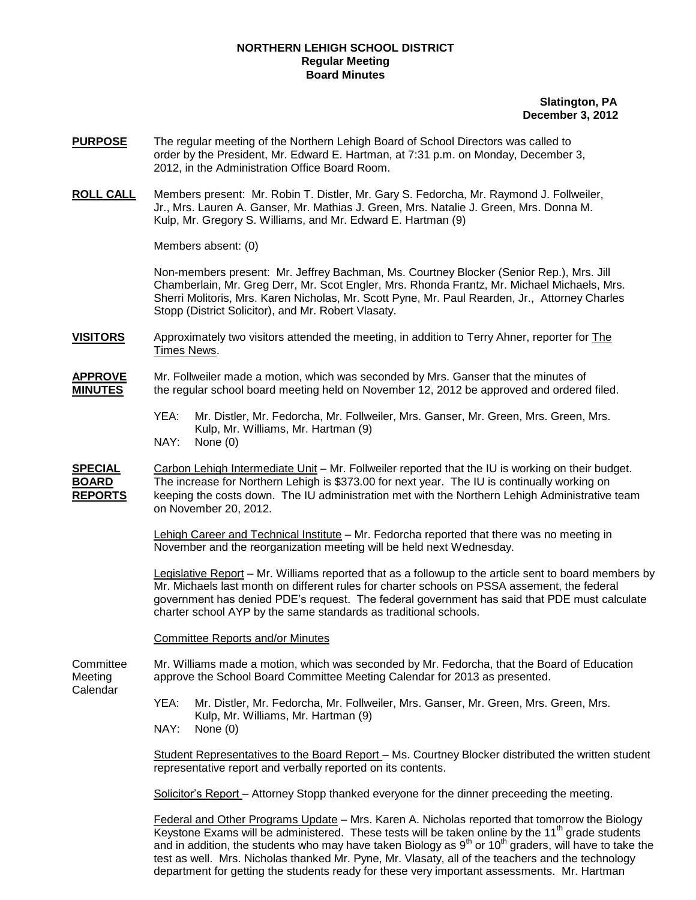**NORTHERN LEHIGH SCHOOL DISTRICT**
**Regular Meeting**
**Board Minutes**

**Slatington, PA**
**December 3, 2012**

**PURPOSE** The regular meeting of the Northern Lehigh Board of School Directors was called to order by the President, Mr. Edward E. Hartman, at 7:31 p.m. on Monday, December 3, 2012, in the Administration Office Board Room.

**ROLL CALL** Members present: Mr. Robin T. Distler, Mr. Gary S. Fedorcha, Mr. Raymond J. Follweiler, Jr., Mrs. Lauren A. Ganser, Mr. Mathias J. Green, Mrs. Natalie J. Green, Mrs. Donna M. Kulp, Mr. Gregory S. Williams, and Mr. Edward E. Hartman (9)

Members absent: (0)

Non-members present: Mr. Jeffrey Bachman, Ms. Courtney Blocker (Senior Rep.), Mrs. Jill Chamberlain, Mr. Greg Derr, Mr. Scot Engler, Mrs. Rhonda Frantz, Mr. Michael Michaels, Mrs. Sherri Molitoris, Mrs. Karen Nicholas, Mr. Scott Pyne, Mr. Paul Rearden, Jr., Attorney Charles Stopp (District Solicitor), and Mr. Robert Vlasaty.

**VISITORS** Approximately two visitors attended the meeting, in addition to Terry Ahner, reporter for The Times News.

**APPROVE MINUTES** Mr. Follweiler made a motion, which was seconded by Mrs. Ganser that the minutes of the regular school board meeting held on November 12, 2012 be approved and ordered filed.

YEA: Mr. Distler, Mr. Fedorcha, Mr. Follweiler, Mrs. Ganser, Mr. Green, Mrs. Green, Mrs. Kulp, Mr. Williams, Mr. Hartman (9)
NAY: None (0)

**SPECIAL BOARD REPORTS** Carbon Lehigh Intermediate Unit – Mr. Follweiler reported that the IU is working on their budget. The increase for Northern Lehigh is $373.00 for next year. The IU is continually working on keeping the costs down. The IU administration met with the Northern Lehigh Administrative team on November 20, 2012.

Lehigh Career and Technical Institute – Mr. Fedorcha reported that there was no meeting in November and the reorganization meeting will be held next Wednesday.

Legislative Report – Mr. Williams reported that as a followup to the article sent to board members by Mr. Michaels last month on different rules for charter schools on PSSA asesment, the federal government has denied PDE's request. The federal government has said that PDE must calculate charter school AYP by the same standards as traditional schools.

Committee Reports and/or Minutes

Committee Meeting Calendar — Mr. Williams made a motion, which was seconded by Mr. Fedorcha, that the Board of Education approve the School Board Committee Meeting Calendar for 2013 as presented.

YEA: Mr. Distler, Mr. Fedorcha, Mr. Follweiler, Mrs. Ganser, Mr. Green, Mrs. Green, Mrs. Kulp, Mr. Williams, Mr. Hartman (9)
NAY: None (0)

Student Representatives to the Board Report – Ms. Courtney Blocker distributed the written student representative report and verbally reported on its contents.

Solicitor's Report – Attorney Stopp thanked everyone for the dinner preceeding the meeting.

Federal and Other Programs Update – Mrs. Karen A. Nicholas reported that tomorrow the Biology Keystone Exams will be administered. These tests will be taken online by the 11th grade students and in addition, the students who may have taken Biology as 9th or 10th graders, will have to take the test as well. Mrs. Nicholas thanked Mr. Pyne, Mr. Vlasaty, all of the teachers and the technology department for getting the students ready for these very important assessments. Mr. Hartman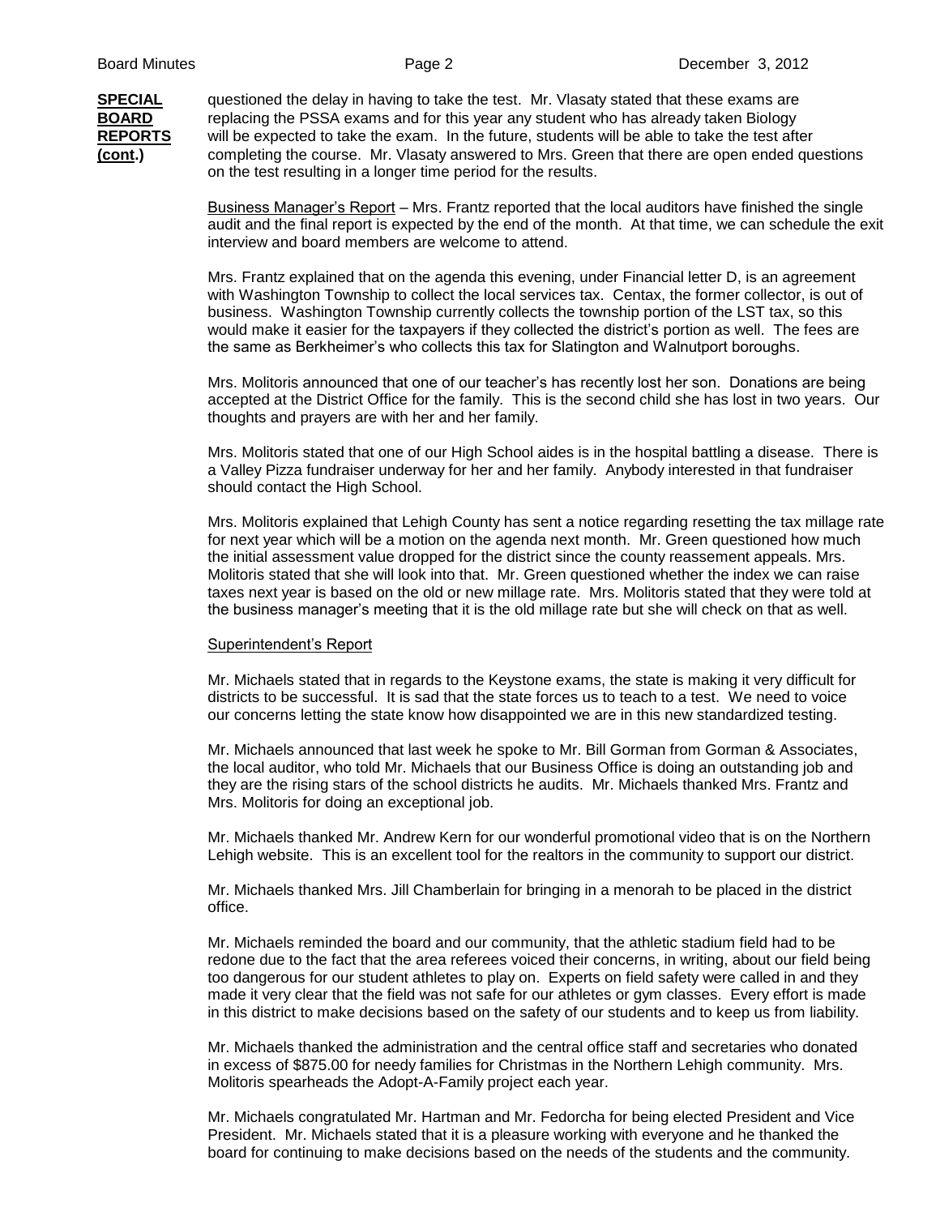**SPECIAL BOARD REPORTS (cont.)**

questioned the delay in having to take the test. Mr. Vlasaty stated that these exams are replacing the PSSA exams and for this year any student who has already taken Biology will be expected to take the exam. In the future, students will be able to take the test after completing the course. Mr. Vlasaty answered to Mrs. Green that there are open ended questions on the test resulting in a longer time period for the results.

Business Manager's Report – Mrs. Frantz reported that the local auditors have finished the single audit and the final report is expected by the end of the month. At that time, we can schedule the exit interview and board members are welcome to attend.

Mrs. Frantz explained that on the agenda this evening, under Financial letter D, is an agreement with Washington Township to collect the local services tax. Centax, the former collector, is out of business. Washington Township currently collects the township portion of the LST tax, so this would make it easier for the taxpayers if they collected the district's portion as well. The fees are the same as Berkheimer's who collects this tax for Slatington and Walnutport boroughs.

Mrs. Molitoris announced that one of our teacher's has recently lost her son. Donations are being accepted at the District Office for the family. This is the second child she has lost in two years. Our thoughts and prayers are with her and her family.

Mrs. Molitoris stated that one of our High School aides is in the hospital battling a disease. There is a Valley Pizza fundraiser underway for her and her family. Anybody interested in that fundraiser should contact the High School.

Mrs. Molitoris explained that Lehigh County has sent a notice regarding resetting the tax millage rate for next year which will be a motion on the agenda next month. Mr. Green questioned how much the initial assessment value dropped for the district since the county reassement appeals. Mrs. Molitoris stated that she will look into that. Mr. Green questioned whether the index we can raise taxes next year is based on the old or new millage rate. Mrs. Molitoris stated that they were told at the business manager's meeting that it is the old millage rate but she will check on that as well.

Superintendent's Report

Mr. Michaels stated that in regards to the Keystone exams, the state is making it very difficult for districts to be successful. It is sad that the state forces us to teach to a test. We need to voice our concerns letting the state know how disappointed we are in this new standardized testing.

Mr. Michaels announced that last week he spoke to Mr. Bill Gorman from Gorman & Associates, the local auditor, who told Mr. Michaels that our Business Office is doing an outstanding job and they are the rising stars of the school districts he audits. Mr. Michaels thanked Mrs. Frantz and Mrs. Molitoris for doing an exceptional job.

Mr. Michaels thanked Mr. Andrew Kern for our wonderful promotional video that is on the Northern Lehigh website. This is an excellent tool for the realtors in the community to support our district.

Mr. Michaels thanked Mrs. Jill Chamberlain for bringing in a menorah to be placed in the district office.

Mr. Michaels reminded the board and our community, that the athletic stadium field had to be redone due to the fact that the area referees voiced their concerns, in writing, about our field being too dangerous for our student athletes to play on. Experts on field safety were called in and they made it very clear that the field was not safe for our athletes or gym classes. Every effort is made in this district to make decisions based on the safety of our students and to keep us from liability.

Mr. Michaels thanked the administration and the central office staff and secretaries who donated in excess of $875.00 for needy families for Christmas in the Northern Lehigh community. Mrs. Molitoris spearheads the Adopt-A-Family project each year.

Mr. Michaels congratulated Mr. Hartman and Mr. Fedorcha for being elected President and Vice President. Mr. Michaels stated that it is a pleasure working with everyone and he thanked the board for continuing to make decisions based on the needs of the students and the community.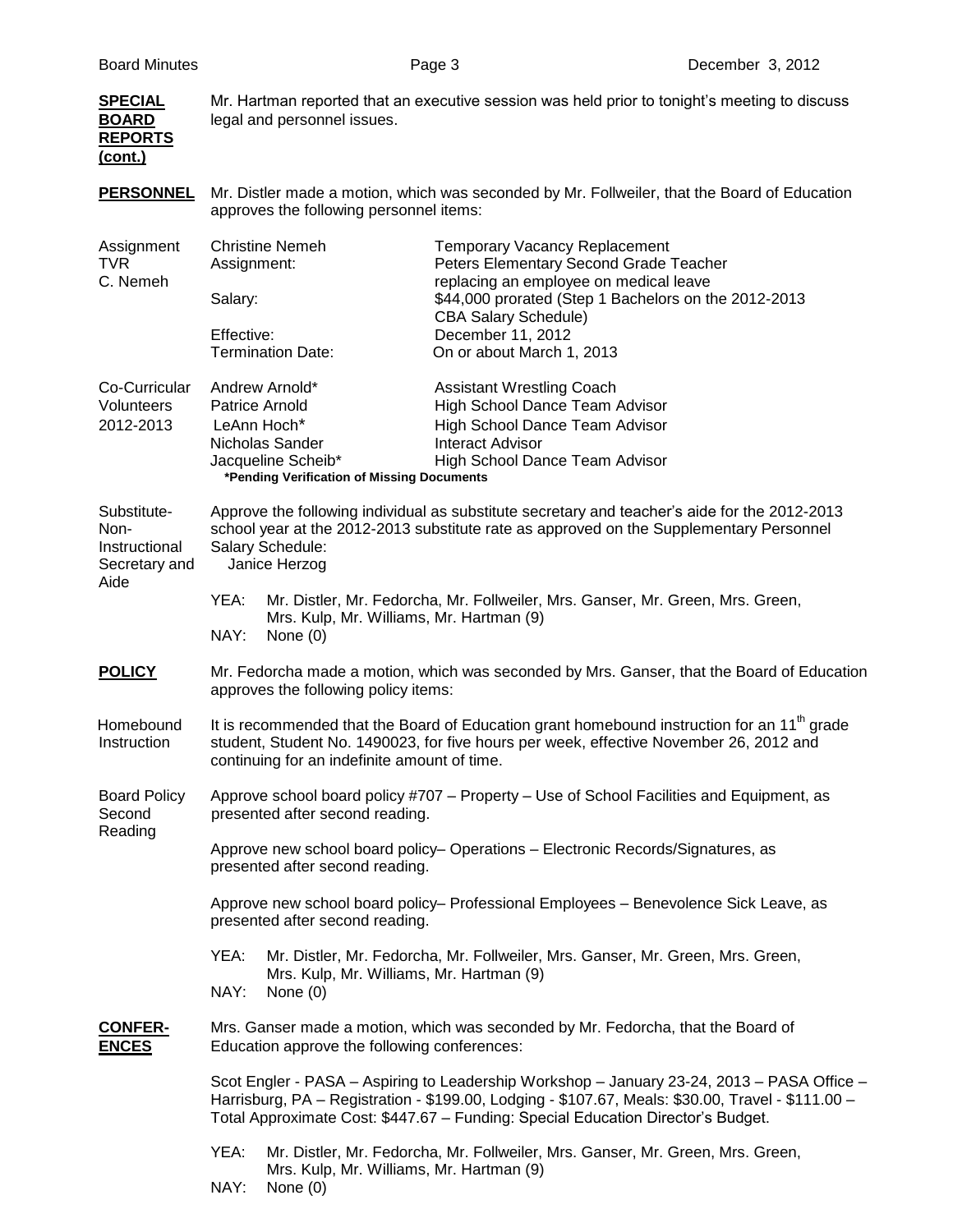**SPECIAL BOARD REPORTS (cont.)**

Mr. Hartman reported that an executive session was held prior to tonight's meeting to discuss legal and personnel issues.

**PERSONNEL**

Mr. Distler made a motion, which was seconded by Mr. Follweiler, that the Board of Education approves the following personnel items:

Assignment TVR C. Nemeh

| | |
|---|---|
| Christine Nemeh | Temporary Vacancy Replacement |
| Assignment: | Peters Elementary Second Grade Teacher replacing an employee on medical leave |
| Salary: | $44,000 prorated (Step 1 Bachelors on the 2012-2013 CBA Salary Schedule) |
| Effective: | December 11, 2012 |
| Termination Date: | On or about March 1, 2013 |

Co-Curricular Volunteers 2012-2013

| | |
|---|---|
| Andrew Arnold* | Assistant Wrestling Coach |
| Patrice Arnold | High School Dance Team Advisor |
| LeAnn Hoch* | High School Dance Team Advisor |
| Nicholas Sander | Interact Advisor |
| Jacqueline Scheib* | High School Dance Team Advisor |

***Pending Verification of Missing Documents**

Substitute-Non-Instructional Secretary and Aide

Approve the following individual as substitute secretary and teacher's aide for the 2012-2013 school year at the 2012-2013 substitute rate as approved on the Supplementary Personnel Salary Schedule:
Janice Herzog

YEA: Mr. Distler, Mr. Fedorcha, Mr. Follweiler, Mrs. Ganser, Mr. Green, Mrs. Green, Mrs. Kulp, Mr. Williams, Mr. Hartman (9)
NAY: None (0)

**POLICY**

Mr. Fedorcha made a motion, which was seconded by Mrs. Ganser, that the Board of Education approves the following policy items:

Homebound Instruction

It is recommended that the Board of Education grant homebound instruction for an 11th grade student, Student No. 1490023, for five hours per week, effective November 26, 2012 and continuing for an indefinite amount of time.

Board Policy Second Reading

Approve school board policy #707 – Property – Use of School Facilities and Equipment, as presented after second reading.

Approve new school board policy– Operations – Electronic Records/Signatures, as presented after second reading.

Approve new school board policy– Professional Employees – Benevolence Sick Leave, as presented after second reading.

YEA: Mr. Distler, Mr. Fedorcha, Mr. Follweiler, Mrs. Ganser, Mr. Green, Mrs. Green, Mrs. Kulp, Mr. Williams, Mr. Hartman (9)
NAY: None (0)

**CONFER-ENCES**

Mrs. Ganser made a motion, which was seconded by Mr. Fedorcha, that the Board of Education approve the following conferences:

Scot Engler - PASA – Aspiring to Leadership Workshop – January 23-24, 2013 – PASA Office – Harrisburg, PA – Registration - $199.00, Lodging - $107.67, Meals: $30.00, Travel - $111.00 – Total Approximate Cost: $447.67 – Funding: Special Education Director's Budget.

YEA: Mr. Distler, Mr. Fedorcha, Mr. Follweiler, Mrs. Ganser, Mr. Green, Mrs. Green, Mrs. Kulp, Mr. Williams, Mr. Hartman (9)
NAY: None (0)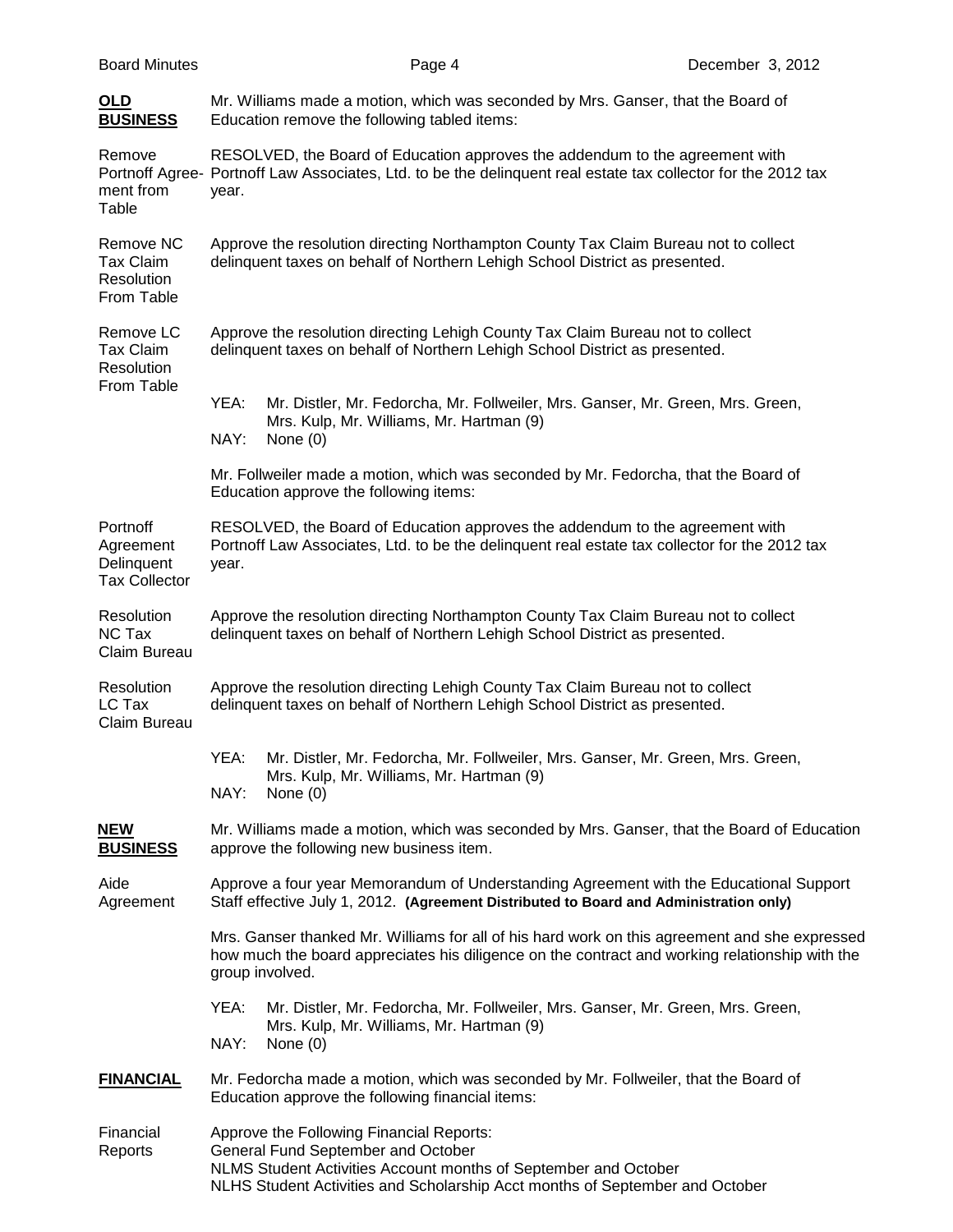**OLD BUSINESS** — Mr. Williams made a motion, which was seconded by Mrs. Ganser, that the Board of Education remove the following tabled items:

**Remove Portnoff Agreement from Table** — RESOLVED, the Board of Education approves the addendum to the agreement with Portnoff Law Associates, Ltd. to be the delinquent real estate tax collector for the 2012 tax year.

**Remove NC Tax Claim Resolution From Table** — Approve the resolution directing Northampton County Tax Claim Bureau not to collect delinquent taxes on behalf of Northern Lehigh School District as presented.

**Remove LC Tax Claim Resolution From Table** — Approve the resolution directing Lehigh County Tax Claim Bureau not to collect delinquent taxes on behalf of Northern Lehigh School District as presented.

YEA: Mr. Distler, Mr. Fedorcha, Mr. Follweiler, Mrs. Ganser, Mr. Green, Mrs. Green, Mrs. Kulp, Mr. Williams, Mr. Hartman (9)
NAY: None (0)

Mr. Follweiler made a motion, which was seconded by Mr. Fedorcha, that the Board of Education approve the following items:

**Portnoff Agreement Delinquent Tax Collector** — RESOLVED, the Board of Education approves the addendum to the agreement with Portnoff Law Associates, Ltd. to be the delinquent real estate tax collector for the 2012 tax year.

**Resolution NC Tax Claim Bureau** — Approve the resolution directing Northampton County Tax Claim Bureau not to collect delinquent taxes on behalf of Northern Lehigh School District as presented.

**Resolution LC Tax Claim Bureau** — Approve the resolution directing Lehigh County Tax Claim Bureau not to collect delinquent taxes on behalf of Northern Lehigh School District as presented.

YEA: Mr. Distler, Mr. Fedorcha, Mr. Follweiler, Mrs. Ganser, Mr. Green, Mrs. Green, Mrs. Kulp, Mr. Williams, Mr. Hartman (9)
NAY: None (0)

**NEW BUSINESS** — Mr. Williams made a motion, which was seconded by Mrs. Ganser, that the Board of Education approve the following new business item.

**Aide Agreement** — Approve a four year Memorandum of Understanding Agreement with the Educational Support Staff effective July 1, 2012. **(Agreement Distributed to Board and Administration only)**

Mrs. Ganser thanked Mr. Williams for all of his hard work on this agreement and she expressed how much the board appreciates his diligence on the contract and working relationship with the group involved.

YEA: Mr. Distler, Mr. Fedorcha, Mr. Follweiler, Mrs. Ganser, Mr. Green, Mrs. Green, Mrs. Kulp, Mr. Williams, Mr. Hartman (9)
NAY: None (0)

**FINANCIAL** — Mr. Fedorcha made a motion, which was seconded by Mr. Follweiler, that the Board of Education approve the following financial items:

**Financial Reports** — Approve the Following Financial Reports:
General Fund September and October
NLMS Student Activities Account months of September and October
NLHS Student Activities and Scholarship Acct months of September and October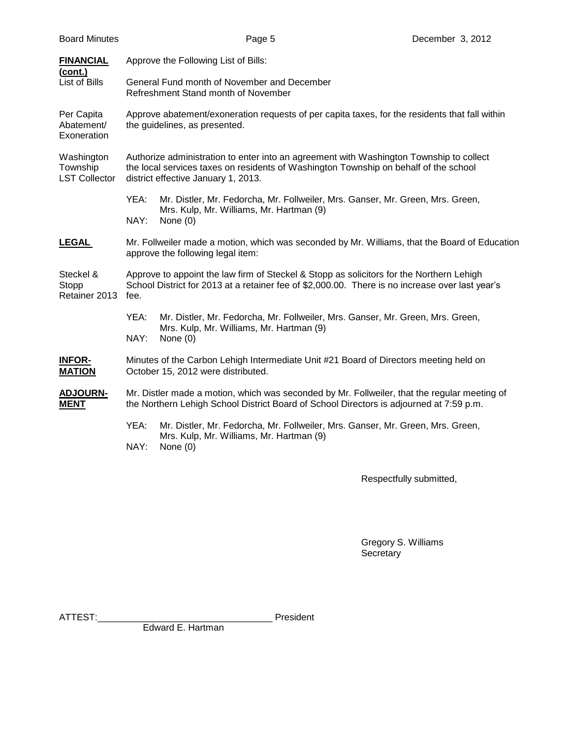**FINANCIAL (cont.)**

List of Bills

Approve the Following List of Bills:

General Fund month of November and December
Refreshment Stand month of November

Per Capita Abatement/ Exoneration

Approve abatement/exoneration requests of per capita taxes, for the residents that fall within the guidelines, as presented.

Washington Township LST Collector

Authorize administration to enter into an agreement with Washington Township to collect the local services taxes on residents of Washington Township on behalf of the school district effective January 1, 2013.

YEA: Mr. Distler, Mr. Fedorcha, Mr. Follweiler, Mrs. Ganser, Mr. Green, Mrs. Green, Mrs. Kulp, Mr. Williams, Mr. Hartman (9)
NAY: None (0)

**LEGAL**

Mr. Follweiler made a motion, which was seconded by Mr. Williams, that the Board of Education approve the following legal item:

Steckel & Stopp Retainer 2013

Approve to appoint the law firm of Steckel & Stopp as solicitors for the Northern Lehigh School District for 2013 at a retainer fee of $2,000.00. There is no increase over last year's fee.

YEA: Mr. Distler, Mr. Fedorcha, Mr. Follweiler, Mrs. Ganser, Mr. Green, Mrs. Green, Mrs. Kulp, Mr. Williams, Mr. Hartman (9)
NAY: None (0)

**INFORMATION**

Minutes of the Carbon Lehigh Intermediate Unit #21 Board of Directors meeting held on October 15, 2012 were distributed.

**ADJOURNMENT**

Mr. Distler made a motion, which was seconded by Mr. Follweiler, that the regular meeting of the Northern Lehigh School District Board of School Directors is adjourned at 7:59 p.m.

YEA: Mr. Distler, Mr. Fedorcha, Mr. Follweiler, Mrs. Ganser, Mr. Green, Mrs. Green, Mrs. Kulp, Mr. Williams, Mr. Hartman (9)
NAY: None (0)

Respectfully submitted,

Gregory S. Williams
Secretary

ATTEST:_________________________________ President
Edward E. Hartman